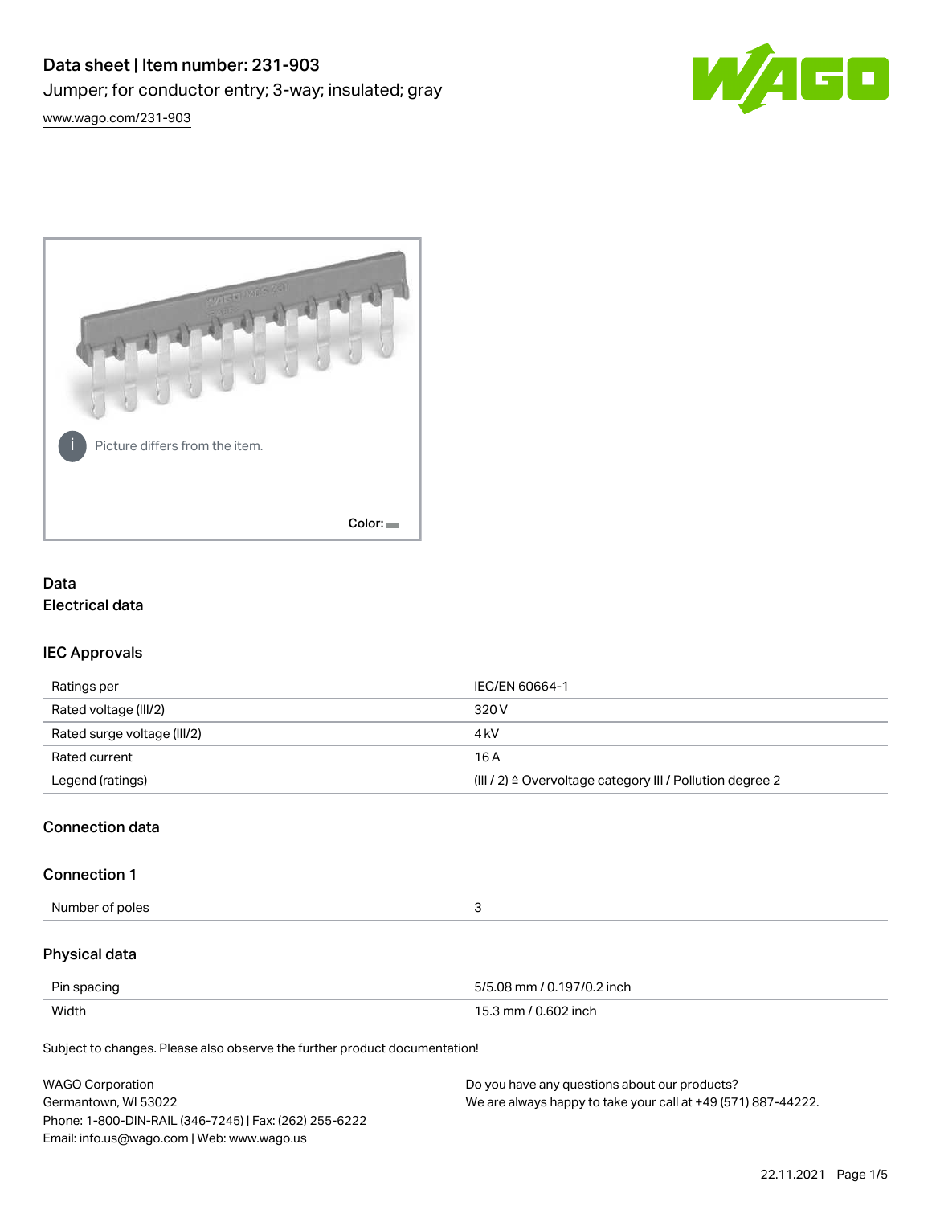# Data sheet | Item number: 231-903

Jumper; for conductor entry; 3-way; insulated; gray

www.wago.com/231-903

Picture differs from the item.

Color:

## Data

### Electrical data

#### IEC Approvals

| | |
|---|---|
| Ratings per | IEC/EN 60664-1 |
| Rated voltage (III/2) | 320 V |
| Rated surge voltage (III/2) | 4 kV |
| Rated current | 16 A |
| Legend (ratings) | (III / 2) ≙ Overvoltage category III / Pollution degree 2 |

### Connection data

#### Connection 1

| | |
|---|---|
| Number of poles | 3 |

### Physical data

| | |
|---|---|
| Pin spacing | 5/5.08 mm / 0.197/0.2 inch |
| Width | 15.3 mm / 0.602 inch |

Subject to changes. Please also observe the further product documentation!

WAGO Corporation
Germantown, WI 53022
Phone: 1-800-DIN-RAIL (346-7245) | Fax: (262) 255-6222
Email: info.us@wago.com | Web: www.wago.us

Do you have any questions about our products?
We are always happy to take your call at +49 (571) 887-44222.

22.11.2021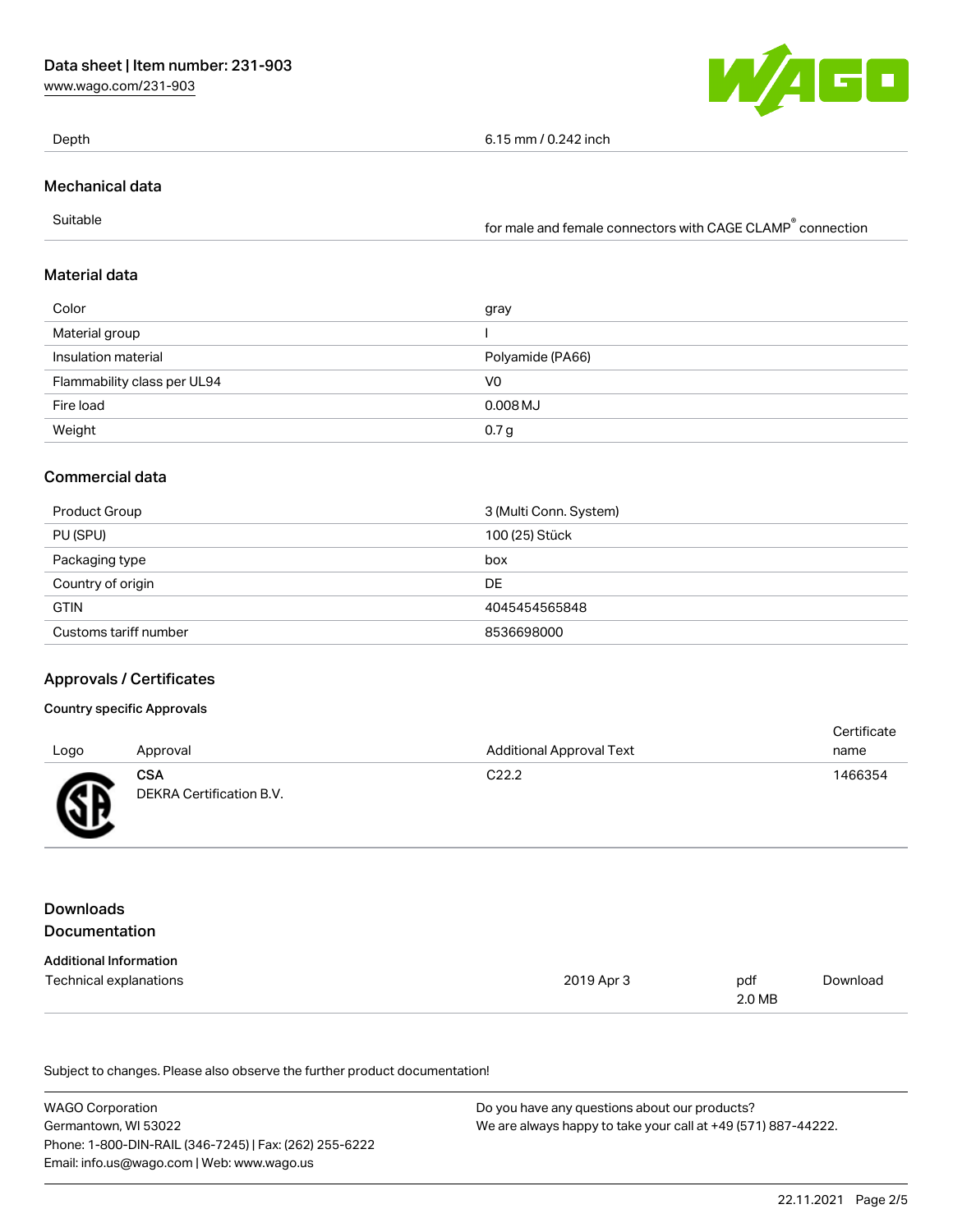| | |
|---|---|
| Depth | 6.15 mm / 0.242 inch |

## Mechanical data

| | |
|---|---|
| Suitable | for male and female connectors with CAGE CLAMP® connection |

## Material data

| | |
|---|---|
| Color | gray |
| Material group | I |
| Insulation material | Polyamide (PA66) |
| Flammability class per UL94 | V0 |
| Fire load | 0.008 MJ |
| Weight | 0.7 g |

## Commercial data

| | |
|---|---|
| Product Group | 3 (Multi Conn. System) |
| PU (SPU) | 100 (25) Stück |
| Packaging type | box |
| Country of origin | DE |
| GTIN | 4045454565848 |
| Customs tariff number | 8536698000 |

## Approvals / Certificates

### Country specific Approvals

| Logo | Approval | Additional Approval Text | Certificate name |
|---|---|---|---|
| | **CSA**<br>DEKRA Certification B.V. | C22.2 | 1466354 |

## Downloads

## Documentation

### Additional Information

| | | | |
|---|---|---|---|
| Technical explanations | 2019 Apr 3 | pdf<br>2.0 MB | Download |

Subject to changes. Please also observe the further product documentation!

WAGO Corporation
Germantown, WI 53022
Phone: 1-800-DIN-RAIL (346-7245) | Fax: (262) 255-6222
Email: info.us@wago.com | Web: www.wago.us

Do you have any questions about our products?
We are always happy to take your call at +49 (571) 887-44222.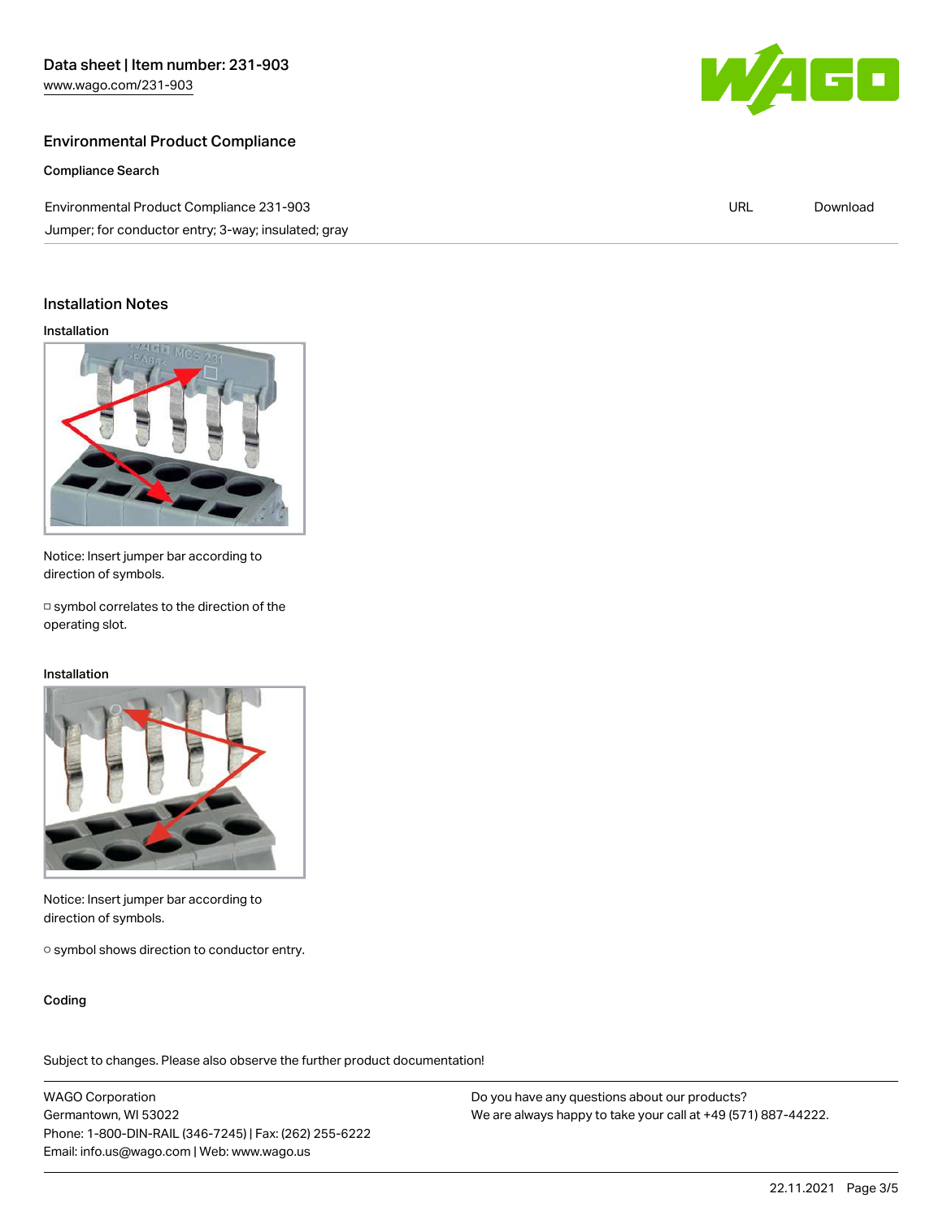## Environmental Product Compliance

### Compliance Search

| Environmental Product Compliance 231-903 | URL | Download |
| --- | --- | --- |
| Jumper; for conductor entry; 3-way; insulated; gray | | |

## Installation Notes

### Installation

Notice: Insert jumper bar according to direction of symbols.

□ symbol correlates to the direction of the operating slot.

### Installation

Notice: Insert jumper bar according to direction of symbols.

○ symbol shows direction to conductor entry.

### Coding

Subject to changes. Please also observe the further product documentation!

WAGO Corporation
Germantown, WI 53022
Phone: 1-800-DIN-RAIL (346-7245) | Fax: (262) 255-6222
Email: info.us@wago.com | Web: www.wago.us

Do you have any questions about our products?
We are always happy to take your call at +49 (571) 887-44222.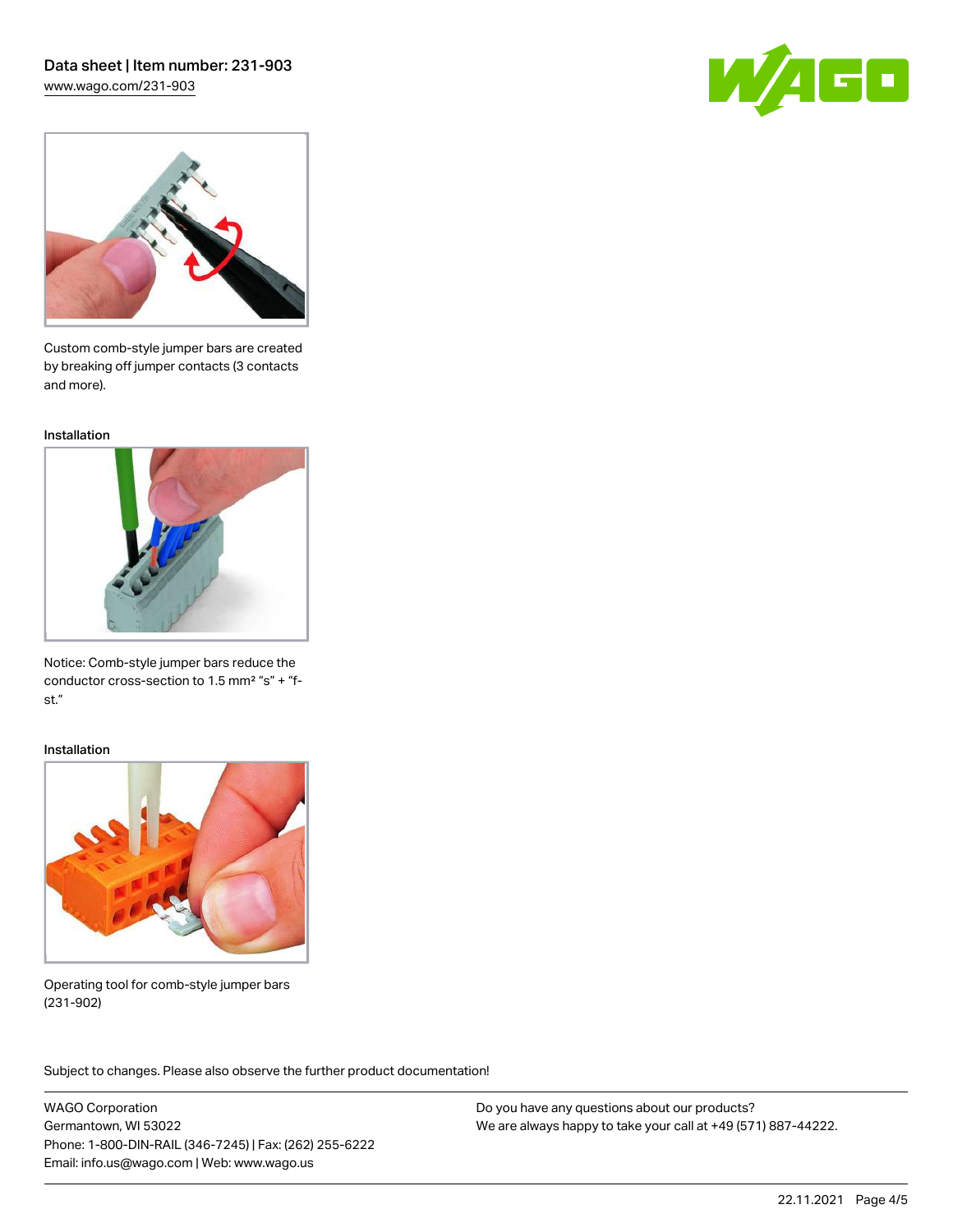Custom comb-style jumper bars are created by breaking off jumper contacts (3 contacts and more).

Installation

Notice: Comb-style jumper bars reduce the conductor cross-section to 1.5 mm² "s" + "f-st."

Installation

Operating tool for comb-style jumper bars (231-902)

Subject to changes. Please also observe the further product documentation!

WAGO Corporation
Germantown, WI 53022
Phone: 1-800-DIN-RAIL (346-7245) | Fax: (262) 255-6222
Email: info.us@wago.com | Web: www.wago.us

Do you have any questions about our products?
We are always happy to take your call at +49 (571) 887-44222.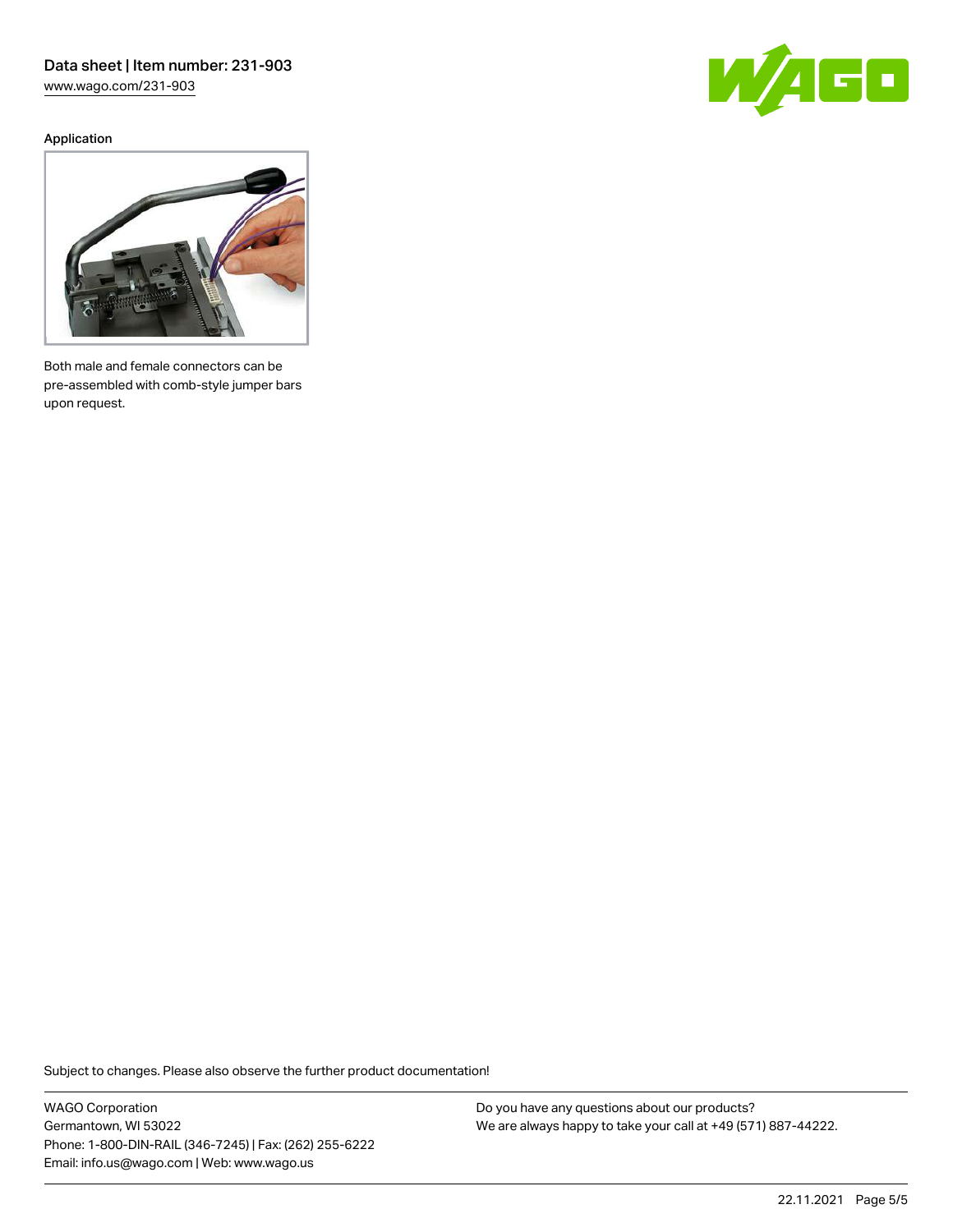Application

Both male and female connectors can be pre-assembled with comb-style jumper bars upon request.

Subject to changes. Please also observe the further product documentation!

WAGO Corporation
Germantown, WI 53022
Phone: 1-800-DIN-RAIL (346-7245) | Fax: (262) 255-6222
Email: info.us@wago.com | Web: www.wago.us

Do you have any questions about our products?
We are always happy to take your call at +49 (571) 887-44222.